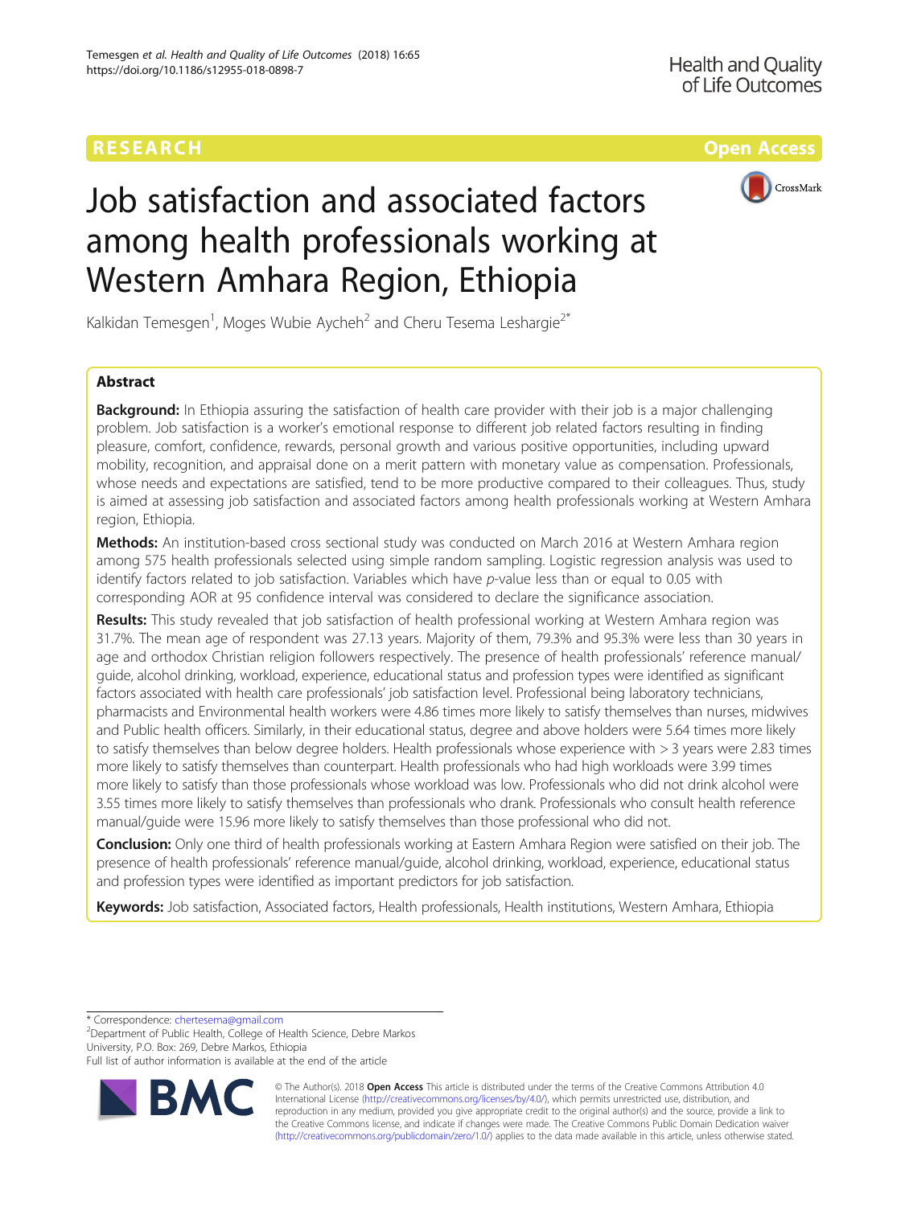RESEARCH · Open Access

# Job satisfaction and associated factors among health professionals working at Western Amhara Region, Ethiopia

Kalkidan Temesgen[1], Moges Wubie Aycheh[2] and Cheru Tesema Leshargie[2*]

## Abstract

**Background:** In Ethiopia assuring the satisfaction of health care provider with their job is a major challenging problem. Job satisfaction is a worker's emotional response to different job related factors resulting in finding pleasure, comfort, confidence, rewards, personal growth and various positive opportunities, including upward mobility, recognition, and appraisal done on a merit pattern with monetary value as compensation. Professionals, whose needs and expectations are satisfied, tend to be more productive compared to their colleagues. Thus, study is aimed at assessing job satisfaction and associated factors among health professionals working at Western Amhara region, Ethiopia.

**Methods:** An institution-based cross sectional study was conducted on March 2016 at Western Amhara region among 575 health professionals selected using simple random sampling. Logistic regression analysis was used to identify factors related to job satisfaction. Variables which have *p*-value less than or equal to 0.05 with corresponding AOR at 95 confidence interval was considered to declare the significance association.

**Results:** This study revealed that job satisfaction of health professional working at Western Amhara region was 31.7%. The mean age of respondent was 27.13 years. Majority of them, 79.3% and 95.3% were less than 30 years in age and orthodox Christian religion followers respectively. The presence of health professionals' reference manual/guide, alcohol drinking, workload, experience, educational status and profession types were identified as significant factors associated with health care professionals' job satisfaction level. Professional being laboratory technicians, pharmacists and Environmental health workers were 4.86 times more likely to satisfy themselves than nurses, midwives and Public health officers. Similarly, in their educational status, degree and above holders were 5.64 times more likely to satisfy themselves than below degree holders. Health professionals whose experience with > 3 years were 2.83 times more likely to satisfy themselves than counterpart. Health professionals who had high workloads were 3.99 times more likely to satisfy than those professionals whose workload was low. Professionals who did not drink alcohol were 3.55 times more likely to satisfy themselves than professionals who drank. Professionals who consult health reference manual/guide were 15.96 more likely to satisfy themselves than those professional who did not.

**Conclusion:** Only one third of health professionals working at Eastern Amhara Region were satisfied on their job. The presence of health professionals' reference manual/guide, alcohol drinking, workload, experience, educational status and profession types were identified as important predictors for job satisfaction.

**Keywords:** Job satisfaction, Associated factors, Health professionals, Health institutions, Western Amhara, Ethiopia

---

* Correspondence: chertesema@gmail.com
[2]Department of Public Health, College of Health Science, Debre Markos University, P.O. Box: 269, Debre Markos, Ethiopia
Full list of author information is available at the end of the article

© The Author(s). 2018 **Open Access** This article is distributed under the terms of the Creative Commons Attribution 4.0 International License (http://creativecommons.org/licenses/by/4.0/), which permits unrestricted use, distribution, and reproduction in any medium, provided you give appropriate credit to the original author(s) and the source, provide a link to the Creative Commons license, and indicate if changes were made. The Creative Commons Public Domain Dedication waiver (http://creativecommons.org/publicdomain/zero/1.0/) applies to the data made available in this article, unless otherwise stated.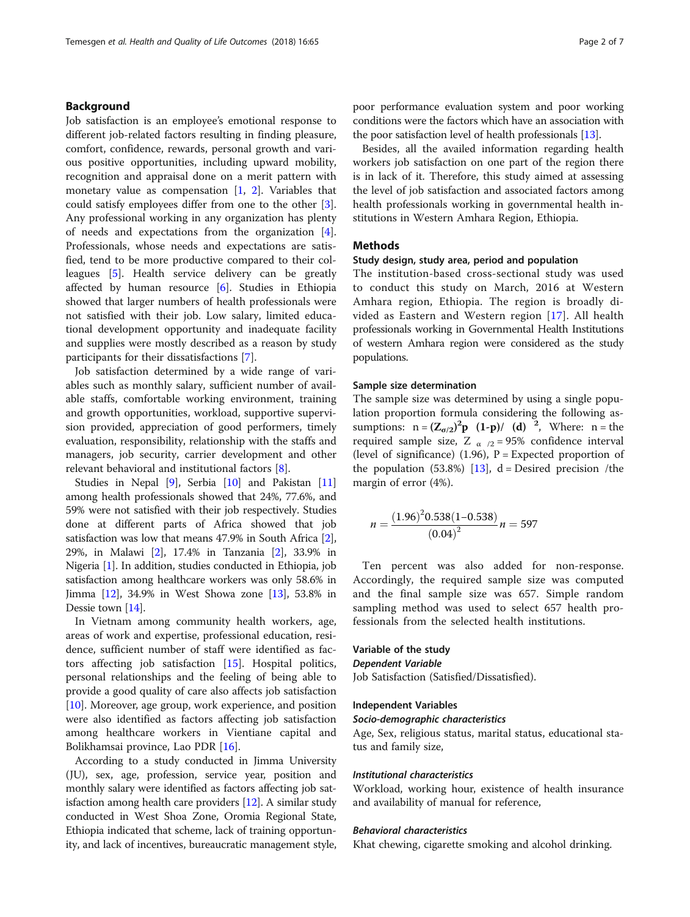## Background

Job satisfaction is an employee's emotional response to different job-related factors resulting in finding pleasure, comfort, confidence, rewards, personal growth and various positive opportunities, including upward mobility, recognition and appraisal done on a merit pattern with monetary value as compensation [1, 2]. Variables that could satisfy employees differ from one to the other [3]. Any professional working in any organization has plenty of needs and expectations from the organization [4]. Professionals, whose needs and expectations are satisfied, tend to be more productive compared to their colleagues [5]. Health service delivery can be greatly affected by human resource [6]. Studies in Ethiopia showed that larger numbers of health professionals were not satisfied with their job. Low salary, limited educational development opportunity and inadequate facility and supplies were mostly described as a reason by study participants for their dissatisfactions [7].

Job satisfaction determined by a wide range of variables such as monthly salary, sufficient number of available staffs, comfortable working environment, training and growth opportunities, workload, supportive supervision provided, appreciation of good performers, timely evaluation, responsibility, relationship with the staffs and managers, job security, carrier development and other relevant behavioral and institutional factors [8].

Studies in Nepal [9], Serbia [10] and Pakistan [11] among health professionals showed that 24%, 77.6%, and 59% were not satisfied with their job respectively. Studies done at different parts of Africa showed that job satisfaction was low that means 47.9% in South Africa [2], 29%, in Malawi [2], 17.4% in Tanzania [2], 33.9% in Nigeria [1]. In addition, studies conducted in Ethiopia, job satisfaction among healthcare workers was only 58.6% in Jimma [12], 34.9% in West Showa zone [13], 53.8% in Dessie town [14].

In Vietnam among community health workers, age, areas of work and expertise, professional education, residence, sufficient number of staff were identified as factors affecting job satisfaction [15]. Hospital politics, personal relationships and the feeling of being able to provide a good quality of care also affects job satisfaction [10]. Moreover, age group, work experience, and position were also identified as factors affecting job satisfaction among healthcare workers in Vientiane capital and Bolikhamsai province, Lao PDR [16].

According to a study conducted in Jimma University (JU), sex, age, profession, service year, position and monthly salary were identified as factors affecting job satisfaction among health care providers [12]. A similar study conducted in West Shoa Zone, Oromia Regional State, Ethiopia indicated that scheme, lack of training opportunity, and lack of incentives, bureaucratic management style, poor performance evaluation system and poor working conditions were the factors which have an association with the poor satisfaction level of health professionals [13].

Besides, all the availed information regarding health workers job satisfaction on one part of the region there is in lack of it. Therefore, this study aimed at assessing the level of job satisfaction and associated factors among health professionals working in governmental health institutions in Western Amhara Region, Ethiopia.

## Methods

### Study design, study area, period and population

The institution-based cross-sectional study was used to conduct this study on March, 2016 at Western Amhara region, Ethiopia. The region is broadly divided as Eastern and Western region [17]. All health professionals working in Governmental Health Institutions of western Amhara region were considered as the study populations.

### Sample size determination

The sample size was determined by using a single population proportion formula considering the following assumptions: $n = (Z_{\alpha/2})^2 p \ (1-p) / \ (d)^2$, Where: n = the required sample size, $Z_{\alpha/2}$ = 95% confidence interval (level of significance) (1.96), P = Expected proportion of the population (53.8%) [13], d = Desired precision /the margin of error (4%).

$$n = \frac{(1.96)^2 0.538(1-0.538)}{(0.04)^2} n = 597$$

Ten percent was also added for non-response. Accordingly, the required sample size was computed and the final sample size was 657. Simple random sampling method was used to select 657 health professionals from the selected health institutions.

### Variable of the study

#### *Dependent Variable*

Job Satisfaction (Satisfied/Dissatisfied).

### Independent Variables

#### *Socio-demographic characteristics*

Age, Sex, religious status, marital status, educational status and family size,

#### *Institutional characteristics*

Workload, working hour, existence of health insurance and availability of manual for reference,

#### *Behavioral characteristics*

Khat chewing, cigarette smoking and alcohol drinking.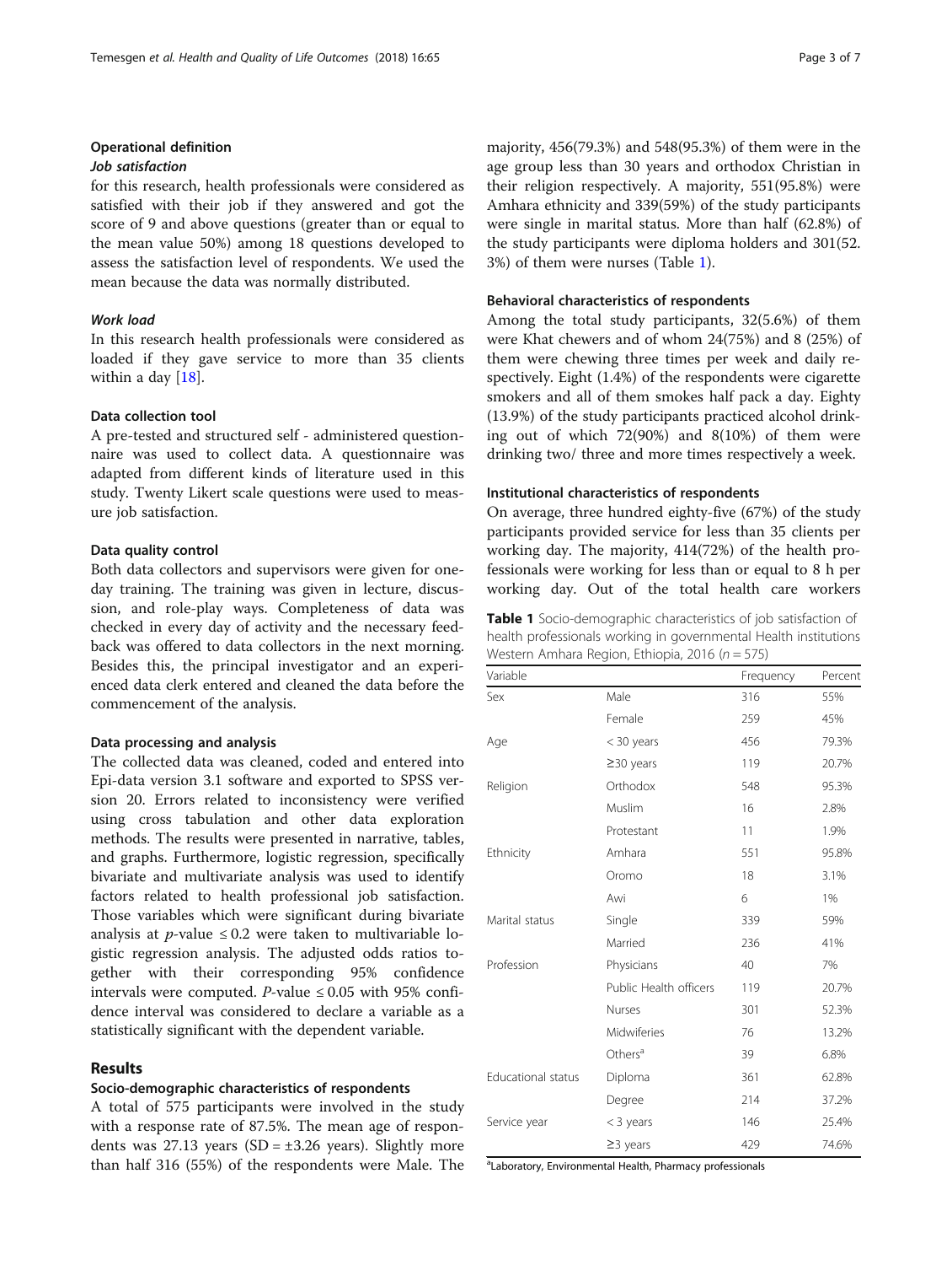## Operational definition

### *Job satisfaction*

for this research, health professionals were considered as satisfied with their job if they answered and got the score of 9 and above questions (greater than or equal to the mean value 50%) among 18 questions developed to assess the satisfaction level of respondents. We used the mean because the data was normally distributed.

### *Work load*

In this research health professionals were considered as loaded if they gave service to more than 35 clients within a day [18].

### Data collection tool

A pre-tested and structured self - administered questionnaire was used to collect data. A questionnaire was adapted from different kinds of literature used in this study. Twenty Likert scale questions were used to measure job satisfaction.

### Data quality control

Both data collectors and supervisors were given for one-day training. The training was given in lecture, discussion, and role-play ways. Completeness of data was checked in every day of activity and the necessary feedback was offered to data collectors in the next morning. Besides this, the principal investigator and an experienced data clerk entered and cleaned the data before the commencement of the analysis.

### Data processing and analysis

The collected data was cleaned, coded and entered into Epi-data version 3.1 software and exported to SPSS version 20. Errors related to inconsistency were verified using cross tabulation and other data exploration methods. The results were presented in narrative, tables, and graphs. Furthermore, logistic regression, specifically bivariate and multivariate analysis was used to identify factors related to health professional job satisfaction. Those variables which were significant during bivariate analysis at $p$-value $\leq 0.2$ were taken to multivariable logistic regression analysis. The adjusted odds ratios together with their corresponding 95% confidence intervals were computed. $P$-value $\leq 0.05$ with 95% confidence interval was considered to declare a variable as a statistically significant with the dependent variable.

## Results

### Socio-demographic characteristics of respondents

A total of 575 participants were involved in the study with a response rate of 87.5%. The mean age of respondents was 27.13 years (SD = ±3.26 years). Slightly more than half 316 (55%) of the respondents were Male. The majority, 456(79.3%) and 548(95.3%) of them were in the age group less than 30 years and orthodox Christian in their religion respectively. A majority, 551(95.8%) were Amhara ethnicity and 339(59%) of the study participants were single in marital status. More than half (62.8%) of the study participants were diploma holders and 301(52.3%) of them were nurses (Table 1).

### Behavioral characteristics of respondents

Among the total study participants, 32(5.6%) of them were Khat chewers and of whom 24(75%) and 8 (25%) of them were chewing three times per week and daily respectively. Eight (1.4%) of the respondents were cigarette smokers and all of them smokes half pack a day. Eighty (13.9%) of the study participants practiced alcohol drinking out of which 72(90%) and 8(10%) of them were drinking two/ three and more times respectively a week.

### Institutional characteristics of respondents

On average, three hundred eighty-five (67%) of the study participants provided service for less than 35 clients per working day. The majority, 414(72%) of the health professionals were working for less than or equal to 8 h per working day. Out of the total health care workers

**Table 1** Socio-demographic characteristics of job satisfaction of health professionals working in governmental Health institutions Western Amhara Region, Ethiopia, 2016 ($n = 575$)

| Variable | | Frequency | Percent |
|---|---|---|---|
| Sex | Male | 316 | 55% |
| | Female | 259 | 45% |
| Age | < 30 years | 456 | 79.3% |
| | ≥30 years | 119 | 20.7% |
| Religion | Orthodox | 548 | 95.3% |
| | Muslim | 16 | 2.8% |
| | Protestant | 11 | 1.9% |
| Ethnicity | Amhara | 551 | 95.8% |
| | Oromo | 18 | 3.1% |
| | Awi | 6 | 1% |
| Marital status | Single | 339 | 59% |
| | Married | 236 | 41% |
| Profession | Physicians | 40 | 7% |
| | Public Health officers | 119 | 20.7% |
| | Nurses | 301 | 52.3% |
| | Midwiferies | 76 | 13.2% |
| | Others[a] | 39 | 6.8% |
| Educational status | Diploma | 361 | 62.8% |
| | Degree | 214 | 37.2% |
| Service year | < 3 years | 146 | 25.4% |
| | ≥3 years | 429 | 74.6% |

[a]Laboratory, Environmental Health, Pharmacy professionals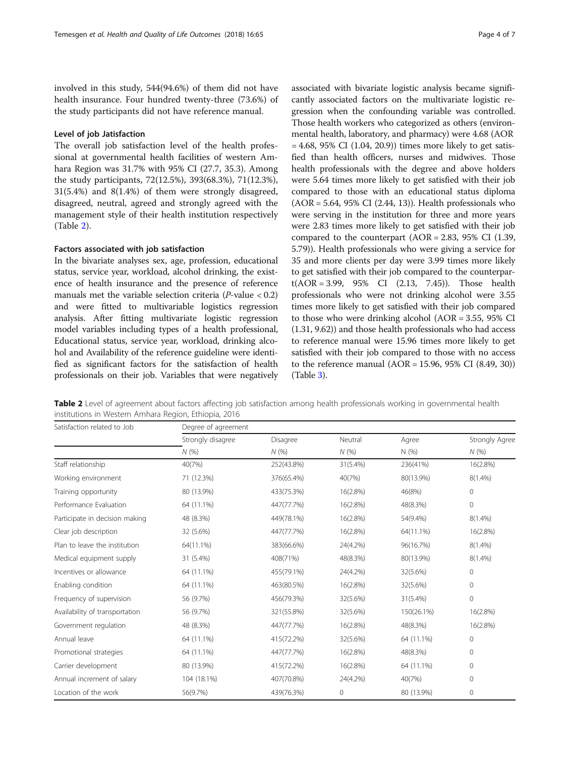involved in this study, 544(94.6%) of them did not have health insurance. Four hundred twenty-three (73.6%) of the study participants did not have reference manual.

### Level of job Jatisfaction

The overall job satisfaction level of the health professional at governmental health facilities of western Amhara Region was 31.7% with 95% CI (27.7, 35.3). Among the study participants, 72(12.5%), 393(68.3%), 71(12.3%), 31(5.4%) and 8(1.4%) of them were strongly disagreed, disagreed, neutral, agreed and strongly agreed with the management style of their health institution respectively (Table 2).

### Factors associated with job satisfaction

In the bivariate analyses sex, age, profession, educational status, service year, workload, alcohol drinking, the existence of health insurance and the presence of reference manuals met the variable selection criteria (*P*-value < 0.2) and were fitted to multivariable logistics regression analysis. After fitting multivariate logistic regression model variables including types of a health professional, Educational status, service year, workload, drinking alcohol and Availability of the reference guideline were identified as significant factors for the satisfaction of health professionals on their job. Variables that were negatively associated with bivariate logistic analysis became significantly associated factors on the multivariate logistic regression when the confounding variable was controlled. Those health workers who categorized as others (environmental health, laboratory, and pharmacy) were 4.68 (AOR = 4.68, 95% CI (1.04, 20.9)) times more likely to get satisfied than health officers, nurses and midwives. Those health professionals with the degree and above holders were 5.64 times more likely to get satisfied with their job compared to those with an educational status diploma (AOR = 5.64, 95% CI (2.44, 13)). Health professionals who were serving in the institution for three and more years were 2.83 times more likely to get satisfied with their job compared to the counterpart (AOR = 2.83, 95% CI (1.39, 5.79)). Health professionals who were giving a service for 35 and more clients per day were 3.99 times more likely to get satisfied with their job compared to the counterpart(AOR = 3.99, 95% CI (2.13, 7.45)). Those health professionals who were not drinking alcohol were 3.55 times more likely to get satisfied with their job compared to those who were drinking alcohol (AOR = 3.55, 95% CI (1.31, 9.62)) and those health professionals who had access to reference manual were 15.96 times more likely to get satisfied with their job compared to those with no access to the reference manual (AOR = 15.96, 95% CI (8.49, 30)) (Table 3).

**Table 2** Level of agreement about factors affecting job satisfaction among health professionals working in governmental health institutions in Western Amhara Region, Ethiopia, 2016

| Satisfaction related to Job | Degree of agreement | | | | |
|---|---|---|---|---|---|
| | Strongly disagree | Disagree | Neutral | Agree | Strongly Agree |
| | *N* (%) | *N* (%) | *N* (%) | N (%) | *N* (%) |
| Staff relationship | 40(7%) | 252(43.8%) | 31(5.4%) | 236(41%) | 16(2.8%) |
| Working environment | 71 (12.3%) | 376(65.4%) | 40(7%) | 80(13.9%) | 8(1.4%) |
| Training opportunity | 80 (13.9%) | 433(75.3%) | 16(2.8%) | 46(8%) | 0 |
| Performance Evaluation | 64 (11.1%) | 447(77.7%) | 16(2.8%) | 48(8.3%) | 0 |
| Participate in decision making | 48 (8.3%) | 449(78.1%) | 16(2.8%) | 54(9.4%) | 8(1.4%) |
| Clear job description | 32 (5.6%) | 447(77.7%) | 16(2.8%) | 64(11.1%) | 16(2.8%) |
| Plan to leave the institution | 64(11.1%) | 383(66.6%) | 24(4.2%) | 96(16.7%) | 8(1.4%) |
| Medical equipment supply | 31 (5.4%) | 408(71%) | 48(8.3%) | 80(13.9%) | 8(1.4%) |
| Incentives or allowance | 64 (11.1%) | 455(79.1%) | 24(4.2%) | 32(5.6%) | 0 |
| Enabling condition | 64 (11.1%) | 463(80.5%) | 16(2.8%) | 32(5.6%) | 0 |
| Frequency of supervision | 56 (9.7%) | 456(79.3%) | 32(5.6%) | 31(5.4%) | 0 |
| Availability of transportation | 56 (9.7%) | 321(55.8%) | 32(5.6%) | 150(26.1%) | 16(2.8%) |
| Government regulation | 48 (8.3%) | 447(77.7%) | 16(2.8%) | 48(8.3%) | 16(2.8%) |
| Annual leave | 64 (11.1%) | 415(72.2%) | 32(5.6%) | 64 (11.1%) | 0 |
| Promotional strategies | 64 (11.1%) | 447(77.7%) | 16(2.8%) | 48(8.3%) | 0 |
| Carrier development | 80 (13.9%) | 415(72.2%) | 16(2.8%) | 64 (11.1%) | 0 |
| Annual increment of salary | 104 (18.1%) | 407(70.8%) | 24(4.2%) | 40(7%) | 0 |
| Location of the work | 56(9.7%) | 439(76.3%) | 0 | 80 (13.9%) | 0 |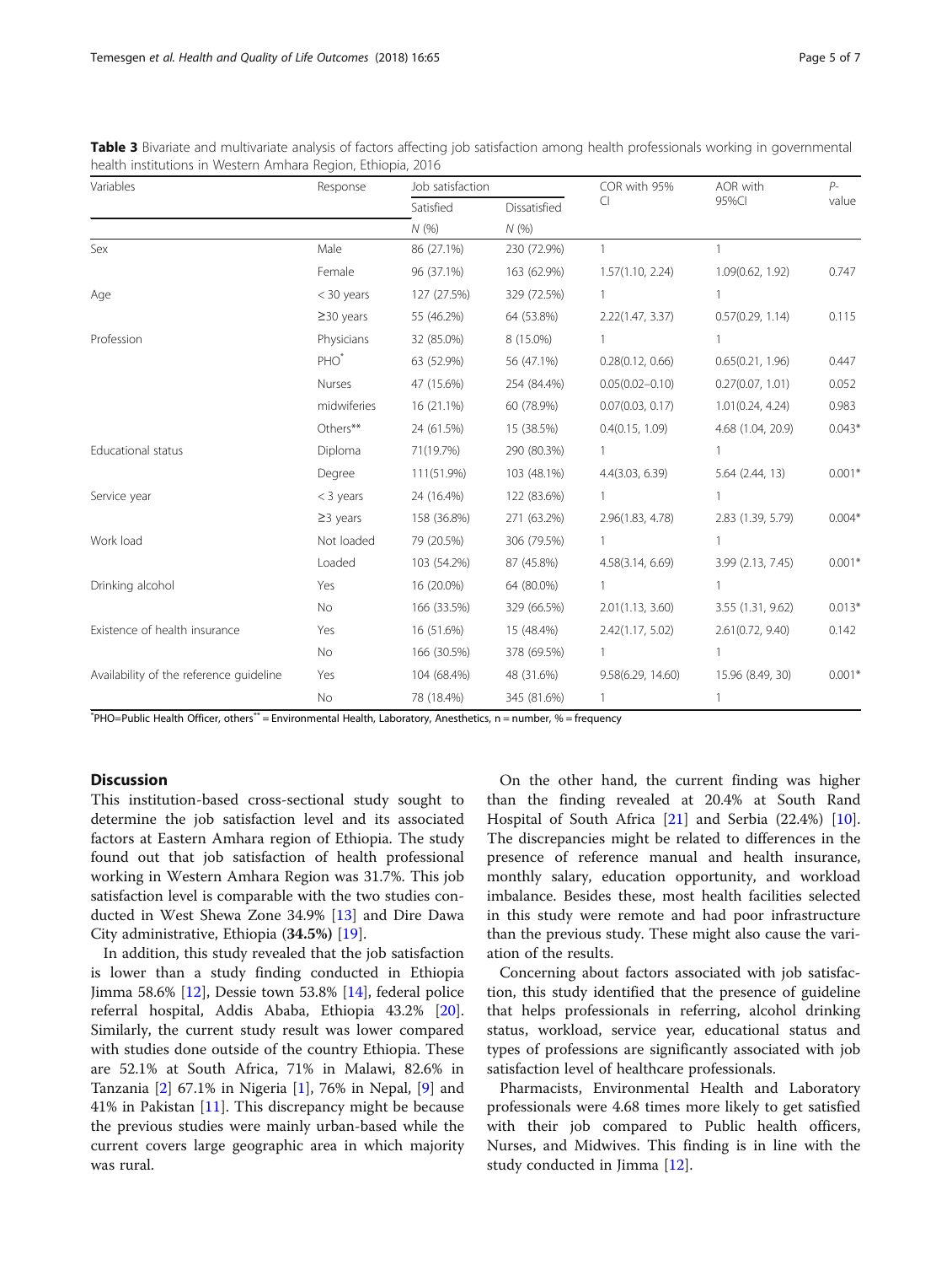**Table 3** Bivariate and multivariate analysis of factors affecting job satisfaction among health professionals working in governmental health institutions in Western Amhara Region, Ethiopia, 2016

| Variables | Response | Job satisfaction | | COR with 95% CI | AOR with 95%CI | P-value |
|---|---|---|---|---|---|---|
| | | Satisfied | Dissatisfied | | | |
| | | N (%) | N (%) | | | |
| Sex | Male | 86 (27.1%) | 230 (72.9%) | 1 | 1 | |
| | Female | 96 (37.1%) | 163 (62.9%) | 1.57(1.10, 2.24) | 1.09(0.62, 1.92) | 0.747 |
| Age | < 30 years | 127 (27.5%) | 329 (72.5%) | 1 | 1 | |
| | ≥30 years | 55 (46.2%) | 64 (53.8%) | 2.22(1.47, 3.37) | 0.57(0.29, 1.14) | 0.115 |
| Profession | Physicians | 32 (85.0%) | 8 (15.0%) | 1 | 1 | |
| | PHO* | 63 (52.9%) | 56 (47.1%) | 0.28(0.12, 0.66) | 0.65(0.21, 1.96) | 0.447 |
| | Nurses | 47 (15.6%) | 254 (84.4%) | 0.05(0.02–0.10) | 0.27(0.07, 1.01) | 0.052 |
| | midwiferies | 16 (21.1%) | 60 (78.9%) | 0.07(0.03, 0.17) | 1.01(0.24, 4.24) | 0.983 |
| | Others** | 24 (61.5%) | 15 (38.5%) | 0.4(0.15, 1.09) | 4.68 (1.04, 20.9) | 0.043* |
| Educational status | Diploma | 71(19.7%) | 290 (80.3%) | 1 | 1 | |
| | Degree | 111(51.9%) | 103 (48.1%) | 4.4(3.03, 6.39) | 5.64 (2.44, 13) | 0.001* |
| Service year | < 3 years | 24 (16.4%) | 122 (83.6%) | 1 | 1 | |
| | ≥3 years | 158 (36.8%) | 271 (63.2%) | 2.96(1.83, 4.78) | 2.83 (1.39, 5.79) | 0.004* |
| Work load | Not loaded | 79 (20.5%) | 306 (79.5%) | 1 | 1 | |
| | Loaded | 103 (54.2%) | 87 (45.8%) | 4.58(3.14, 6.69) | 3.99 (2.13, 7.45) | 0.001* |
| Drinking alcohol | Yes | 16 (20.0%) | 64 (80.0%) | 1 | 1 | |
| | No | 166 (33.5%) | 329 (66.5%) | 2.01(1.13, 3.60) | 3.55 (1.31, 9.62) | 0.013* |
| Existence of health insurance | Yes | 16 (51.6%) | 15 (48.4%) | 2.42(1.17, 5.02) | 2.61(0.72, 9.40) | 0.142 |
| | No | 166 (30.5%) | 378 (69.5%) | 1 | 1 | |
| Availability of the reference guideline | Yes | 104 (68.4%) | 48 (31.6%) | 9.58(6.29, 14.60) | 15.96 (8.49, 30) | 0.001* |
| | No | 78 (18.4%) | 345 (81.6%) | 1 | 1 | |

*PHO=Public Health Officer, others** = Environmental Health, Laboratory, Anesthetics, n = number, % = frequency

## Discussion

This institution-based cross-sectional study sought to determine the job satisfaction level and its associated factors at Eastern Amhara region of Ethiopia. The study found out that job satisfaction of health professional working in Western Amhara Region was 31.7%. This job satisfaction level is comparable with the two studies conducted in West Shewa Zone 34.9% [13] and Dire Dawa City administrative, Ethiopia (**34.5%)** [19].

In addition, this study revealed that the job satisfaction is lower than a study finding conducted in Ethiopia Jimma 58.6% [12], Dessie town 53.8% [14], federal police referral hospital, Addis Ababa, Ethiopia 43.2% [20]. Similarly, the current study result was lower compared with studies done outside of the country Ethiopia. These are 52.1% at South Africa, 71% in Malawi, 82.6% in Tanzania [2] 67.1% in Nigeria [1], 76% in Nepal, [9] and 41% in Pakistan [11]. This discrepancy might be because the previous studies were mainly urban-based while the current covers large geographic area in which majority was rural.

On the other hand, the current finding was higher than the finding revealed at 20.4% at South Rand Hospital of South Africa [21] and Serbia (22.4%) [10]. The discrepancies might be related to differences in the presence of reference manual and health insurance, monthly salary, education opportunity, and workload imbalance. Besides these, most health facilities selected in this study were remote and had poor infrastructure than the previous study. These might also cause the variation of the results.

Concerning about factors associated with job satisfaction, this study identified that the presence of guideline that helps professionals in referring, alcohol drinking status, workload, service year, educational status and types of professions are significantly associated with job satisfaction level of healthcare professionals.

Pharmacists, Environmental Health and Laboratory professionals were 4.68 times more likely to get satisfied with their job compared to Public health officers, Nurses, and Midwives. This finding is in line with the study conducted in Jimma [12].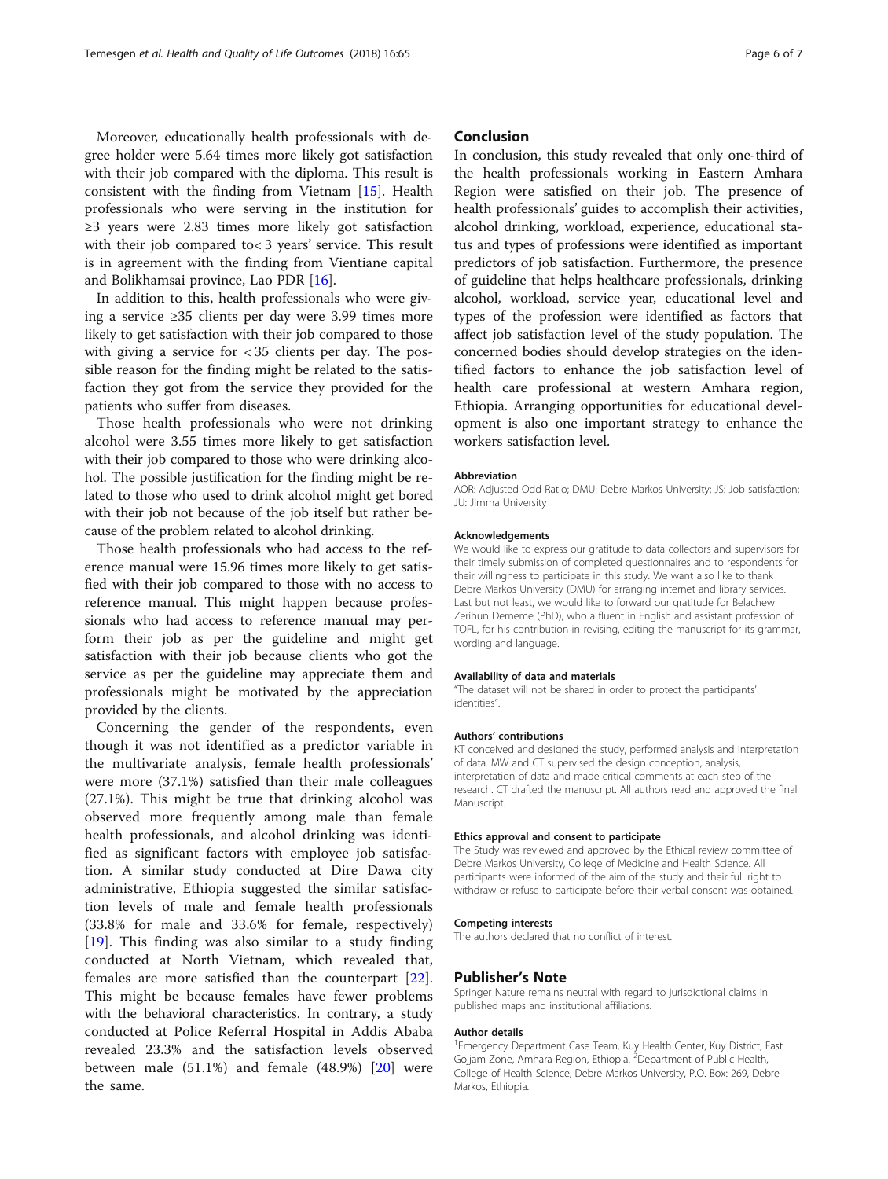Moreover, educationally health professionals with degree holder were 5.64 times more likely got satisfaction with their job compared with the diploma. This result is consistent with the finding from Vietnam [15]. Health professionals who were serving in the institution for ≥3 years were 2.83 times more likely got satisfaction with their job compared to< 3 years' service. This result is in agreement with the finding from Vientiane capital and Bolikhamsai province, Lao PDR [16].

In addition to this, health professionals who were giving a service ≥35 clients per day were 3.99 times more likely to get satisfaction with their job compared to those with giving a service for < 35 clients per day. The possible reason for the finding might be related to the satisfaction they got from the service they provided for the patients who suffer from diseases.

Those health professionals who were not drinking alcohol were 3.55 times more likely to get satisfaction with their job compared to those who were drinking alcohol. The possible justification for the finding might be related to those who used to drink alcohol might get bored with their job not because of the job itself but rather because of the problem related to alcohol drinking.

Those health professionals who had access to the reference manual were 15.96 times more likely to get satisfied with their job compared to those with no access to reference manual. This might happen because professionals who had access to reference manual may perform their job as per the guideline and might get satisfaction with their job because clients who got the service as per the guideline may appreciate them and professionals might be motivated by the appreciation provided by the clients.

Concerning the gender of the respondents, even though it was not identified as a predictor variable in the multivariate analysis, female health professionals' were more (37.1%) satisfied than their male colleagues (27.1%). This might be true that drinking alcohol was observed more frequently among male than female health professionals, and alcohol drinking was identified as significant factors with employee job satisfaction. A similar study conducted at Dire Dawa city administrative, Ethiopia suggested the similar satisfaction levels of male and female health professionals (33.8% for male and 33.6% for female, respectively) [19]. This finding was also similar to a study finding conducted at North Vietnam, which revealed that, females are more satisfied than the counterpart [22]. This might be because females have fewer problems with the behavioral characteristics. In contrary, a study conducted at Police Referral Hospital in Addis Ababa revealed 23.3% and the satisfaction levels observed between male (51.1%) and female (48.9%) [20] were the same.

## Conclusion

In conclusion, this study revealed that only one-third of the health professionals working in Eastern Amhara Region were satisfied on their job. The presence of health professionals' guides to accomplish their activities, alcohol drinking, workload, experience, educational status and types of professions were identified as important predictors of job satisfaction. Furthermore, the presence of guideline that helps healthcare professionals, drinking alcohol, workload, service year, educational level and types of the profession were identified as factors that affect job satisfaction level of the study population. The concerned bodies should develop strategies on the identified factors to enhance the job satisfaction level of health care professional at western Amhara region, Ethiopia. Arranging opportunities for educational development is also one important strategy to enhance the workers satisfaction level.

#### Abbreviation

AOR: Adjusted Odd Ratio; DMU: Debre Markos University; JS: Job satisfaction; JU: Jimma University

#### Acknowledgements

We would like to express our gratitude to data collectors and supervisors for their timely submission of completed questionnaires and to respondents for their willingness to participate in this study. We want also like to thank Debre Markos University (DMU) for arranging internet and library services. Last but not least, we would like to forward our gratitude for Belachew Zerihun Dememe (PhD), who a fluent in English and assistant profession of TOFL, for his contribution in revising, editing the manuscript for its grammar, wording and language.

#### Availability of data and materials

"The dataset will not be shared in order to protect the participants' identities".

#### Authors' contributions

KT conceived and designed the study, performed analysis and interpretation of data. MW and CT supervised the design conception, analysis, interpretation of data and made critical comments at each step of the research. CT drafted the manuscript. All authors read and approved the final Manuscript.

#### Ethics approval and consent to participate

The Study was reviewed and approved by the Ethical review committee of Debre Markos University, College of Medicine and Health Science. All participants were informed of the aim of the study and their full right to withdraw or refuse to participate before their verbal consent was obtained.

#### Competing interests

The authors declared that no conflict of interest.

## Publisher's Note

Springer Nature remains neutral with regard to jurisdictional claims in published maps and institutional affiliations.

#### Author details

[1]Emergency Department Case Team, Kuy Health Center, Kuy District, East Gojjam Zone, Amhara Region, Ethiopia. [2]Department of Public Health, College of Health Science, Debre Markos University, P.O. Box: 269, Debre Markos, Ethiopia.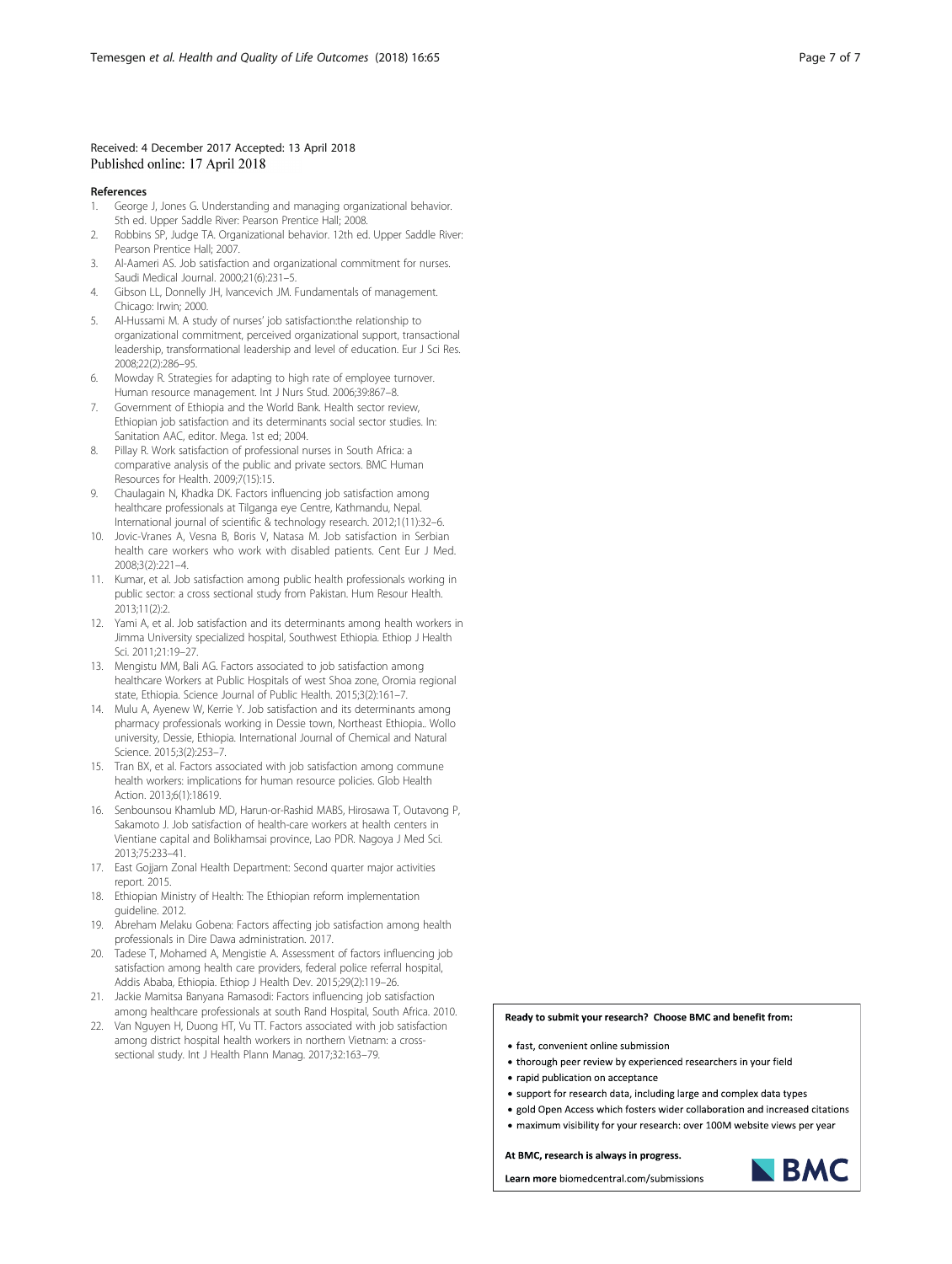Received: 4 December 2017 Accepted: 13 April 2018
Published online: 17 April 2018

## References

1. George J, Jones G. Understanding and managing organizational behavior. 5th ed. Upper Saddle River: Pearson Prentice Hall; 2008.
2. Robbins SP, Judge TA. Organizational behavior. 12th ed. Upper Saddle River: Pearson Prentice Hall; 2007.
3. Al-Aameri AS. Job satisfaction and organizational commitment for nurses. Saudi Medical Journal. 2000;21(6):231–5.
4. Gibson LL, Donnelly JH, Ivancevich JM. Fundamentals of management. Chicago: Irwin; 2000.
5. Al-Hussami M. A study of nurses' job satisfaction:the relationship to organizational commitment, perceived organizational support, transactional leadership, transformational leadership and level of education. Eur J Sci Res. 2008;22(2):286–95.
6. Mowday R. Strategies for adapting to high rate of employee turnover. Human resource management. Int J Nurs Stud. 2006;39:867–8.
7. Government of Ethiopia and the World Bank. Health sector review, Ethiopian job satisfaction and its determinants social sector studies. In: Sanitation AAC, editor. Mega. 1st ed; 2004.
8. Pillay R. Work satisfaction of professional nurses in South Africa: a comparative analysis of the public and private sectors. BMC Human Resources for Health. 2009;7(15):15.
9. Chaulagain N, Khadka DK. Factors influencing job satisfaction among healthcare professionals at Tilganga eye Centre, Kathmandu, Nepal. International journal of scientific & technology research. 2012;1(11):32–6.
10. Jovic-Vranes A, Vesna B, Boris V, Natasa M. Job satisfaction in Serbian health care workers who work with disabled patients. Cent Eur J Med. 2008;3(2):221–4.
11. Kumar, et al. Job satisfaction among public health professionals working in public sector: a cross sectional study from Pakistan. Hum Resour Health. 2013;11(2):2.
12. Yami A, et al. Job satisfaction and its determinants among health workers in Jimma University specialized hospital, Southwest Ethiopia. Ethiop J Health Sci. 2011;21:19–27.
13. Mengistu MM, Bali AG. Factors associated to job satisfaction among healthcare Workers at Public Hospitals of west Shoa zone, Oromia regional state, Ethiopia. Science Journal of Public Health. 2015;3(2):161–7.
14. Mulu A, Ayenew W, Kerrie Y. Job satisfaction and its determinants among pharmacy professionals working in Dessie town, Northeast Ethiopia.. Wollo university, Dessie, Ethiopia. International Journal of Chemical and Natural Science. 2015;3(2):253–7.
15. Tran BX, et al. Factors associated with job satisfaction among commune health workers: implications for human resource policies. Glob Health Action. 2013;6(1):18619.
16. Senbounsou Khamlub MD, Harun-or-Rashid MABS, Hirosawa T, Outavong P, Sakamoto J. Job satisfaction of health-care workers at health centers in Vientiane capital and Bolikhamsai province, Lao PDR. Nagoya J Med Sci. 2013;75:233–41.
17. East Gojjam Zonal Health Department: Second quarter major activities report. 2015.
18. Ethiopian Ministry of Health: The Ethiopian reform implementation guideline. 2012.
19. Abreham Melaku Gobena: Factors affecting job satisfaction among health professionals in Dire Dawa administration. 2017.
20. Tadese T, Mohamed A, Mengistie A. Assessment of factors influencing job satisfaction among health care providers, federal police referral hospital, Addis Ababa, Ethiopia. Ethiop J Health Dev. 2015;29(2):119–26.
21. Jackie Mamitsa Banyana Ramasodi: Factors influencing job satisfaction among healthcare professionals at south Rand Hospital, South Africa. 2010.
22. Van Nguyen H, Duong HT, Vu TT. Factors associated with job satisfaction among district hospital health workers in northern Vietnam: a cross-sectional study. Int J Health Plann Manag. 2017;32:163–79.

**Ready to submit your research? Choose BMC and benefit from:**

- fast, convenient online submission
- thorough peer review by experienced researchers in your field
- rapid publication on acceptance
- support for research data, including large and complex data types
- gold Open Access which fosters wider collaboration and increased citations
- maximum visibility for your research: over 100M website views per year

**At BMC, research is always in progress.**

**Learn more** biomedcentral.com/submissions

BMC